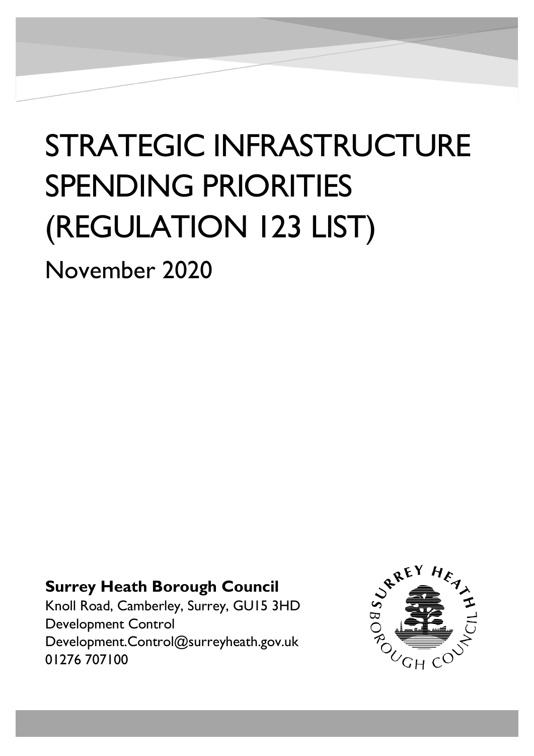# STRATEGIC INFRASTRUCTURE SPENDING PRIORITIES (REGULATION 123 LIST)

## November 2020

**Surrey Heath Borough Council**
Knoll Road, Camberley, Surrey, GU15 3HD
Development Control
Development.Control@surreyheath.gov.uk
01276 707100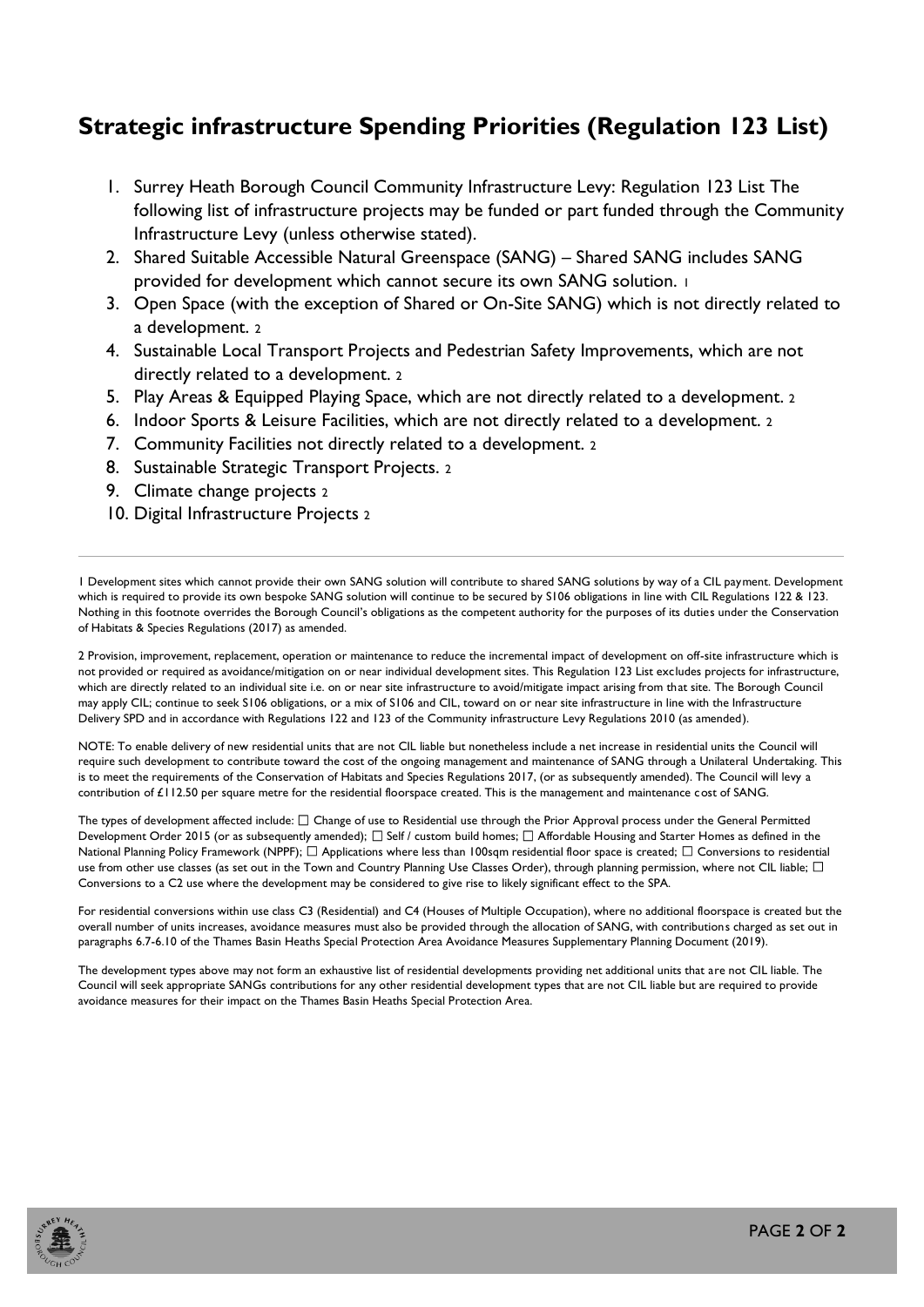# Strategic infrastructure Spending Priorities (Regulation 123 List)

1. Surrey Heath Borough Council Community Infrastructure Levy: Regulation 123 List The following list of infrastructure projects may be funded or part funded through the Community Infrastructure Levy (unless otherwise stated).
2. Shared Suitable Accessible Natural Greenspace (SANG) – Shared SANG includes SANG provided for development which cannot secure its own SANG solution. [1]
3. Open Space (with the exception of Shared or On-Site SANG) which is not directly related to a development. [2]
4. Sustainable Local Transport Projects and Pedestrian Safety Improvements, which are not directly related to a development. [2]
5. Play Areas & Equipped Playing Space, which are not directly related to a development. [2]
6. Indoor Sports & Leisure Facilities, which are not directly related to a development. [2]
7. Community Facilities not directly related to a development. [2]
8. Sustainable Strategic Transport Projects. [2]
9. Climate change projects [2]
10. Digital Infrastructure Projects [2]

---

1 Development sites which cannot provide their own SANG solution will contribute to shared SANG solutions by way of a CIL payment. Development which is required to provide its own bespoke SANG solution will continue to be secured by S106 obligations in line with CIL Regulations 122 & 123. Nothing in this footnote overrides the Borough Council's obligations as the competent authority for the purposes of its duties under the Conservation of Habitats & Species Regulations (2017) as amended.

2 Provision, improvement, replacement, operation or maintenance to reduce the incremental impact of development on off-site infrastructure which is not provided or required as avoidance/mitigation on or near individual development sites. This Regulation 123 List excludes projects for infrastructure, which are directly related to an individual site i.e. on or near site infrastructure to avoid/mitigate impact arising from that site. The Borough Council may apply CIL; continue to seek S106 obligations, or a mix of S106 and CIL, toward on or near site infrastructure in line with the Infrastructure Delivery SPD and in accordance with Regulations 122 and 123 of the Community infrastructure Levy Regulations 2010 (as amended).

NOTE: To enable delivery of new residential units that are not CIL liable but nonetheless include a net increase in residential units the Council will require such development to contribute toward the cost of the ongoing management and maintenance of SANG through a Unilateral Undertaking. This is to meet the requirements of the Conservation of Habitats and Species Regulations 2017, (or as subsequently amended). The Council will levy a contribution of £112.50 per square metre for the residential floorspace created. This is the management and maintenance cost of SANG.

The types of development affected include: ☐ Change of use to Residential use through the Prior Approval process under the General Permitted Development Order 2015 (or as subsequently amended); ☐ Self / custom build homes; ☐ Affordable Housing and Starter Homes as defined in the National Planning Policy Framework (NPPF); ☐ Applications where less than 100sqm residential floor space is created; ☐ Conversions to residential use from other use classes (as set out in the Town and Country Planning Use Classes Order), through planning permission, where not CIL liable; ☐ Conversions to a C2 use where the development may be considered to give rise to likely significant effect to the SPA.

For residential conversions within use class C3 (Residential) and C4 (Houses of Multiple Occupation), where no additional floorspace is created but the overall number of units increases, avoidance measures must also be provided through the allocation of SANG, with contributions charged as set out in paragraphs 6.7-6.10 of the Thames Basin Heaths Special Protection Area Avoidance Measures Supplementary Planning Document (2019).

The development types above may not form an exhaustive list of residential developments providing net additional units that are not CIL liable. The Council will seek appropriate SANGs contributions for any other residential development types that are not CIL liable but are required to provide avoidance measures for their impact on the Thames Basin Heaths Special Protection Area.